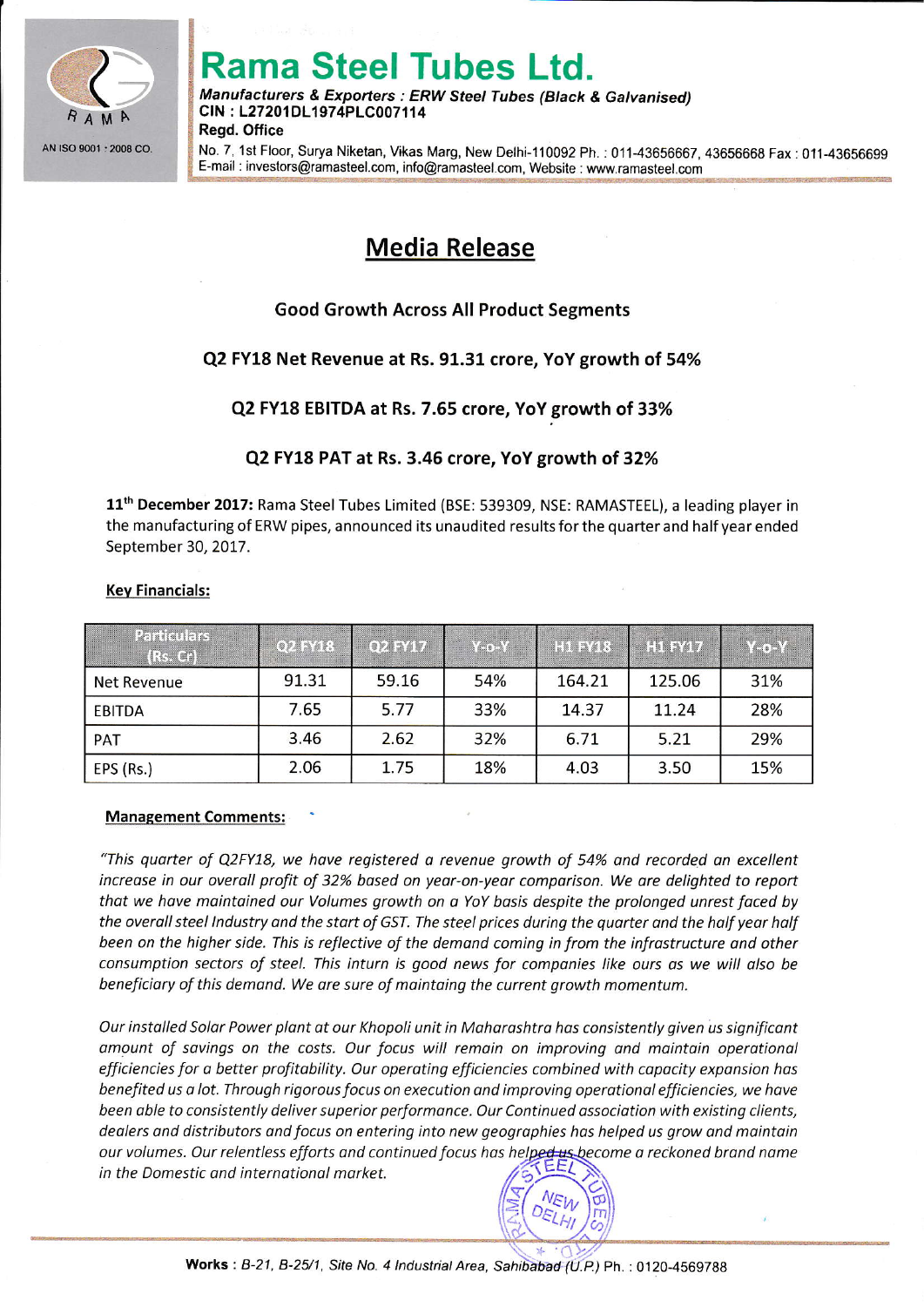# Rama Steel Tubes Ltd.

***Manufacturers & Exporters : ERW Steel Tubes (Black & Galvanised)***
**CIN : L27201DL1974PLC007114**
**Regd. Office**
No. 7, 1st Floor, Surya Niketan, Vikas Marg, New Delhi-110092 Ph. : 011-43656667, 43656668 Fax : 011-43656699
E-mail : investors@ramasteel.com, info@ramasteel.com, Website : www.ramasteel.com

AN ISO 9001 : 2008 CO.

## Media Release

**Good Growth Across All Product Segments**

**Q2 FY18 Net Revenue at Rs. 91.31 crore, YoY growth of 54%**

**Q2 FY18 EBITDA at Rs. 7.65 crore, YoY growth of 33%**

**Q2 FY18 PAT at Rs. 3.46 crore, YoY growth of 32%**

**11th December 2017:** Rama Steel Tubes Limited (BSE: 539309, NSE: RAMASTEEL), a leading player in the manufacturing of ERW pipes, announced its unaudited results for the quarter and half year ended September 30, 2017.

**Key Financials:**

| Particulars (Rs. Cr) | Q2 FY18 | Q2 FY17 | Y-o-Y | H1 FY18 | H1 FY17 | Y-o-Y |
|---|---|---|---|---|---|---|
| Net Revenue | 91.31 | 59.16 | 54% | 164.21 | 125.06 | 31% |
| EBITDA | 7.65 | 5.77 | 33% | 14.37 | 11.24 | 28% |
| PAT | 3.46 | 2.62 | 32% | 6.71 | 5.21 | 29% |
| EPS (Rs.) | 2.06 | 1.75 | 18% | 4.03 | 3.50 | 15% |

**Management Comments:**

*"This quarter of Q2FY18, we have registered a revenue growth of 54% and recorded an excellent increase in our overall profit of 32% based on year-on-year comparison. We are delighted to report that we have maintained our Volumes growth on a YoY basis despite the prolonged unrest faced by the overall steel Industry and the start of GST. The steel prices during the quarter and the half year half been on the higher side. This is reflective of the demand coming in from the infrastructure and other consumption sectors of steel. This inturn is good news for companies like ours as we will also be beneficiary of this demand. We are sure of maintaining the current growth momentum.*

*Our installed Solar Power plant at our Khopoli unit in Maharashtra has consistently given us significant amount of savings on the costs. Our focus will remain on improving and maintain operational efficiencies for a better profitability. Our operating efficiencies combined with capacity expansion has benefited us a lot. Through rigorous focus on execution and improving operational efficiencies, we have been able to consistently deliver superior performance. Our Continued association with existing clients, dealers and distributors and focus on entering into new geographies has helped us grow and maintain our volumes. Our relentless efforts and continued focus has helped us become a reckoned brand name in the Domestic and international market.*

**Works :** *B-21, B-25/1, Site No. 4 Industrial Area, Sahibabad (U.P.)* Ph. : 0120-4569788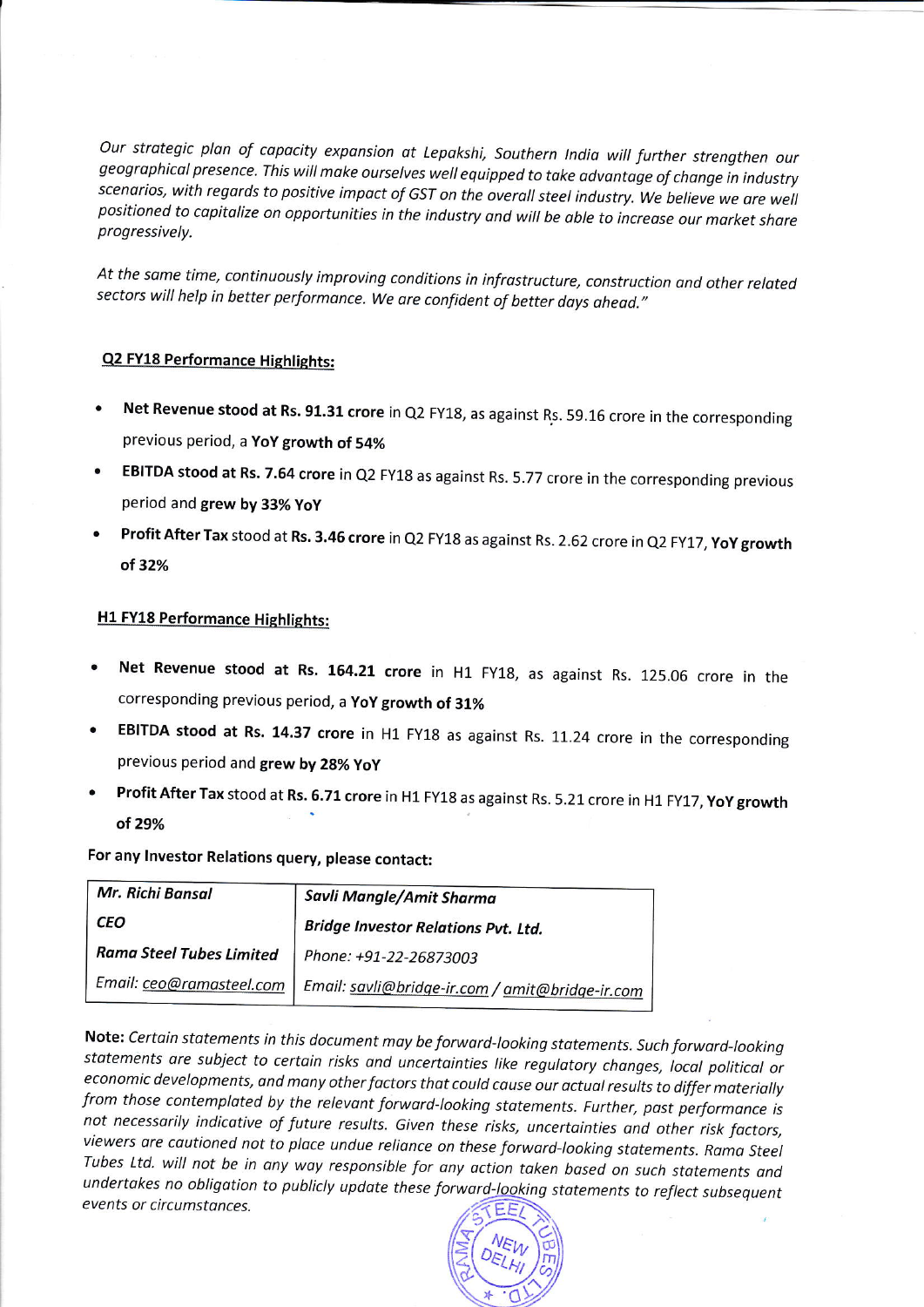*Our strategic plan of capacity expansion at Lepakshi, Southern India will further strengthen our geographical presence. This will make ourselves well equipped to take advantage of change in industry scenarios, with regards to positive impact of GST on the overall steel industry. We believe we are well positioned to capitalize on opportunities in the industry and will be able to increase our market share progressively.*

*At the same time, continuously improving conditions in infrastructure, construction and other related sectors will help in better performance. We are confident of better days ahead."*

**Q2 FY18 Performance Highlights:**

- **Net Revenue stood at Rs. 91.31 crore** in Q2 FY18, as against Rs. 59.16 crore in the corresponding previous period, a **YoY growth of 54%**
- **EBITDA stood at Rs. 7.64 crore** in Q2 FY18 as against Rs. 5.77 crore in the corresponding previous period and **grew by 33% YoY**
- **Profit After Tax** stood at **Rs. 3.46 crore** in Q2 FY18 as against Rs. 2.62 crore in Q2 FY17, **YoY growth of 32%**

**H1 FY18 Performance Highlights:**

- **Net Revenue stood at Rs. 164.21 crore** in H1 FY18, as against Rs. 125.06 crore in the corresponding previous period, a **YoY growth of 31%**
- **EBITDA stood at Rs. 14.37 crore** in H1 FY18 as against Rs. 11.24 crore in the corresponding previous period and **grew by 28% YoY**
- **Profit After Tax** stood at **Rs. 6.71 crore** in H1 FY18 as against Rs. 5.21 crore in H1 FY17, **YoY growth of 29%**

**For any Investor Relations query, please contact:**

| | |
|---|---|
| ***Mr. Richi Bansal*** | ***Savli Mangle/Amit Sharma*** |
| ***CEO*** | ***Bridge Investor Relations Pvt. Ltd.*** |
| ***Rama Steel Tubes Limited*** | *Phone: +91-22-26873003* |
| *Email: ceo@ramasteel.com* | *Email: savli@bridge-ir.com / amit@bridge-ir.com* |

**Note:** *Certain statements in this document may be forward-looking statements. Such forward-looking statements are subject to certain risks and uncertainties like regulatory changes, local political or economic developments, and many other factors that could cause our actual results to differ materially from those contemplated by the relevant forward-looking statements. Further, past performance is not necessarily indicative of future results. Given these risks, uncertainties and other risk factors, viewers are cautioned not to place undue reliance on these forward-looking statements. Rama Steel Tubes Ltd. will not be in any way responsible for any action taken based on such statements and undertakes no obligation to publicly update these forward-looking statements to reflect subsequent events or circumstances.*